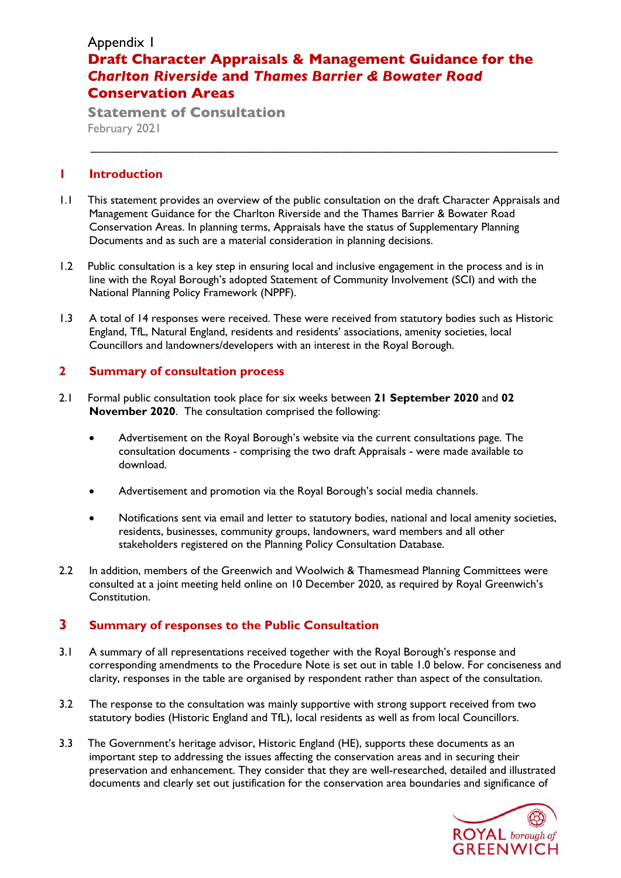Appendix 1

# Draft Character Appraisals & Management Guidance for the *Charlton Riverside* and *Thames Barrier & Bowater Road* Conservation Areas

**Statement of Consultation**

February 2021

---

## 1 Introduction

1.1 This statement provides an overview of the public consultation on the draft Character Appraisals and Management Guidance for the Charlton Riverside and the Thames Barrier & Bowater Road Conservation Areas. In planning terms, Appraisals have the status of Supplementary Planning Documents and as such are a material consideration in planning decisions.

1.2 Public consultation is a key step in ensuring local and inclusive engagement in the process and is in line with the Royal Borough's adopted Statement of Community Involvement (SCI) and with the National Planning Policy Framework (NPPF).

1.3 A total of 14 responses were received. These were received from statutory bodies such as Historic England, TfL, Natural England, residents and residents' associations, amenity societies, local Councillors and landowners/developers with an interest in the Royal Borough.

## 2 Summary of consultation process

2.1 Formal public consultation took place for six weeks between **21 September 2020** and **02 November 2020**. The consultation comprised the following:

- Advertisement on the Royal Borough's website via the current consultations page. The consultation documents - comprising the two draft Appraisals - were made available to download.
- Advertisement and promotion via the Royal Borough's social media channels.
- Notifications sent via email and letter to statutory bodies, national and local amenity societies, residents, businesses, community groups, landowners, ward members and all other stakeholders registered on the Planning Policy Consultation Database.

2.2 In addition, members of the Greenwich and Woolwich & Thamesmead Planning Committees were consulted at a joint meeting held online on 10 December 2020, as required by Royal Greenwich's Constitution.

## 3 Summary of responses to the Public Consultation

3.1 A summary of all representations received together with the Royal Borough's response and corresponding amendments to the Procedure Note is set out in table 1.0 below. For conciseness and clarity, responses in the table are organised by respondent rather than aspect of the consultation.

3.2 The response to the consultation was mainly supportive with strong support received from two statutory bodies (Historic England and TfL), local residents as well as from local Councillors.

3.3 The Government's heritage advisor, Historic England (HE), supports these documents as an important step to addressing the issues affecting the conservation areas and in securing their preservation and enhancement. They consider that they are well-researched, detailed and illustrated documents and clearly set out justification for the conservation area boundaries and significance of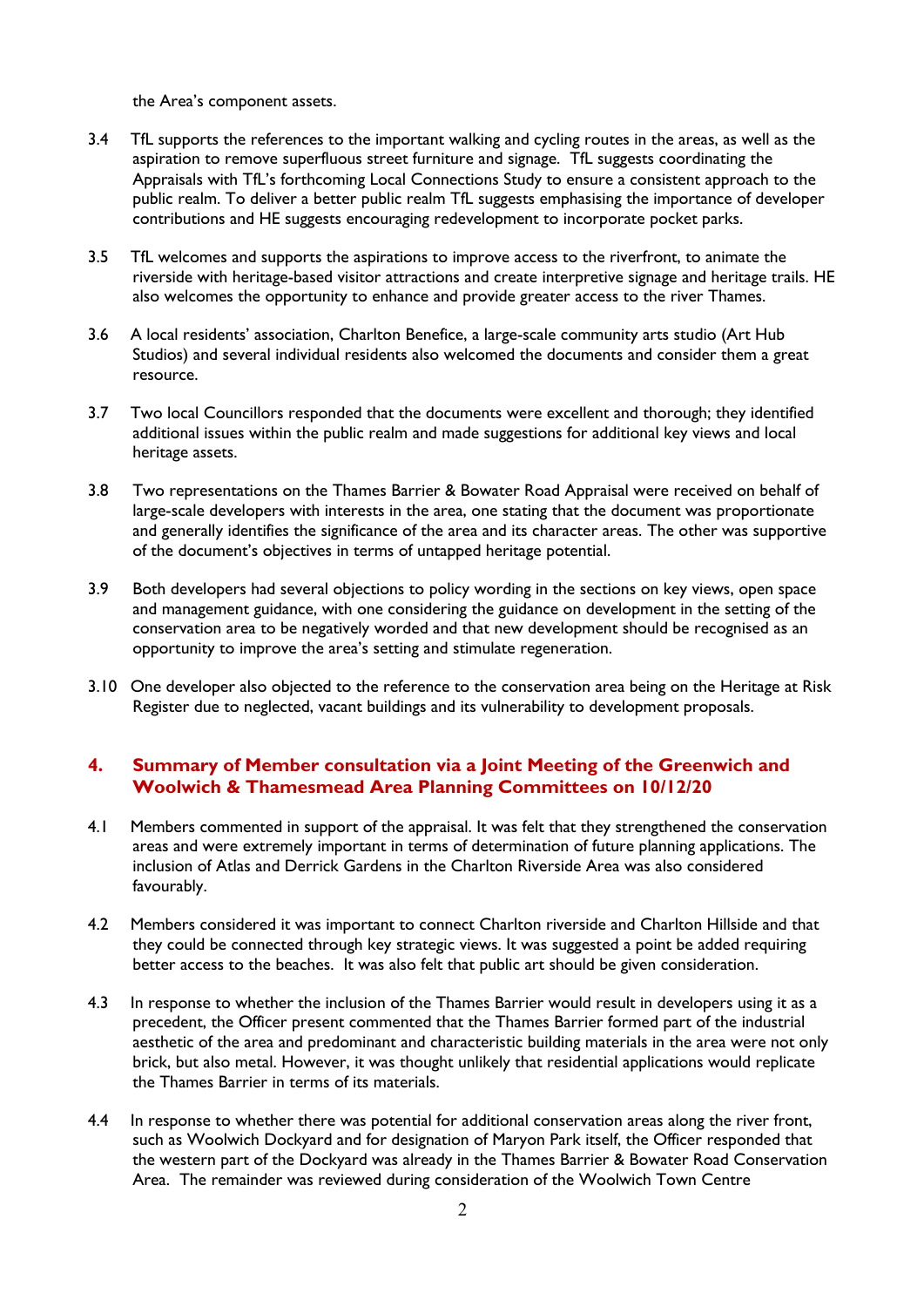the Area's component assets.

3.4 TfL supports the references to the important walking and cycling routes in the areas, as well as the aspiration to remove superfluous street furniture and signage. TfL suggests coordinating the Appraisals with TfL's forthcoming Local Connections Study to ensure a consistent approach to the public realm. To deliver a better public realm TfL suggests emphasising the importance of developer contributions and HE suggests encouraging redevelopment to incorporate pocket parks.

3.5 TfL welcomes and supports the aspirations to improve access to the riverfront, to animate the riverside with heritage-based visitor attractions and create interpretive signage and heritage trails. HE also welcomes the opportunity to enhance and provide greater access to the river Thames.

3.6 A local residents' association, Charlton Benefice, a large-scale community arts studio (Art Hub Studios) and several individual residents also welcomed the documents and consider them a great resource.

3.7 Two local Councillors responded that the documents were excellent and thorough; they identified additional issues within the public realm and made suggestions for additional key views and local heritage assets.

3.8 Two representations on the Thames Barrier & Bowater Road Appraisal were received on behalf of large-scale developers with interests in the area, one stating that the document was proportionate and generally identifies the significance of the area and its character areas. The other was supportive of the document's objectives in terms of untapped heritage potential.

3.9 Both developers had several objections to policy wording in the sections on key views, open space and management guidance, with one considering the guidance on development in the setting of the conservation area to be negatively worded and that new development should be recognised as an opportunity to improve the area's setting and stimulate regeneration.

3.10 One developer also objected to the reference to the conservation area being on the Heritage at Risk Register due to neglected, vacant buildings and its vulnerability to development proposals.

## 4. Summary of Member consultation via a Joint Meeting of the Greenwich and Woolwich & Thamesmead Area Planning Committees on 10/12/20

4.1 Members commented in support of the appraisal. It was felt that they strengthened the conservation areas and were extremely important in terms of determination of future planning applications. The inclusion of Atlas and Derrick Gardens in the Charlton Riverside Area was also considered favourably.

4.2 Members considered it was important to connect Charlton riverside and Charlton Hillside and that they could be connected through key strategic views. It was suggested a point be added requiring better access to the beaches. It was also felt that public art should be given consideration.

4.3 In response to whether the inclusion of the Thames Barrier would result in developers using it as a precedent, the Officer present commented that the Thames Barrier formed part of the industrial aesthetic of the area and predominant and characteristic building materials in the area were not only brick, but also metal. However, it was thought unlikely that residential applications would replicate the Thames Barrier in terms of its materials.

4.4 In response to whether there was potential for additional conservation areas along the river front, such as Woolwich Dockyard and for designation of Maryon Park itself, the Officer responded that the western part of the Dockyard was already in the Thames Barrier & Bowater Road Conservation Area. The remainder was reviewed during consideration of the Woolwich Town Centre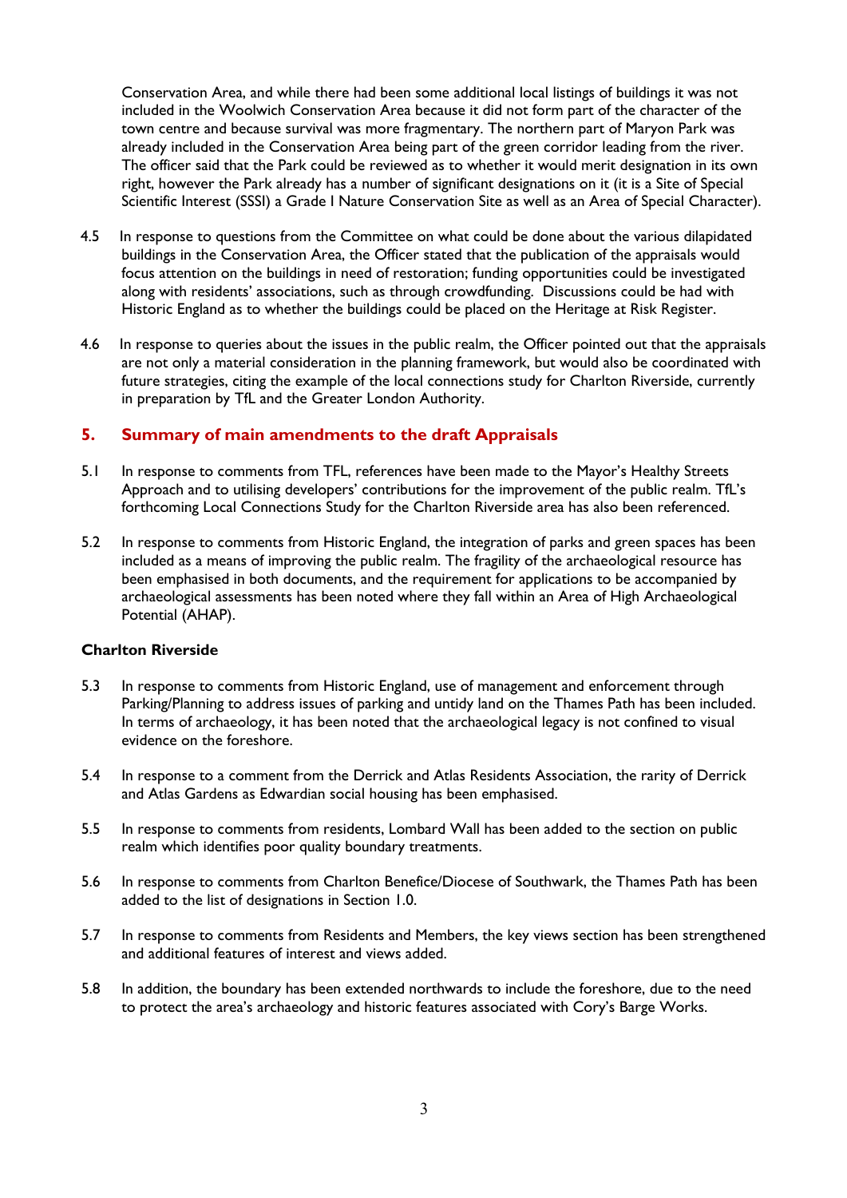Conservation Area, and while there had been some additional local listings of buildings it was not included in the Woolwich Conservation Area because it did not form part of the character of the town centre and because survival was more fragmentary. The northern part of Maryon Park was already included in the Conservation Area being part of the green corridor leading from the river. The officer said that the Park could be reviewed as to whether it would merit designation in its own right, however the Park already has a number of significant designations on it (it is a Site of Special Scientific Interest (SSSI) a Grade I Nature Conservation Site as well as an Area of Special Character).

4.5 In response to questions from the Committee on what could be done about the various dilapidated buildings in the Conservation Area, the Officer stated that the publication of the appraisals would focus attention on the buildings in need of restoration; funding opportunities could be investigated along with residents' associations, such as through crowdfunding. Discussions could be had with Historic England as to whether the buildings could be placed on the Heritage at Risk Register.

4.6 In response to queries about the issues in the public realm, the Officer pointed out that the appraisals are not only a material consideration in the planning framework, but would also be coordinated with future strategies, citing the example of the local connections study for Charlton Riverside, currently in preparation by TfL and the Greater London Authority.

## 5. Summary of main amendments to the draft Appraisals

5.1 In response to comments from TFL, references have been made to the Mayor's Healthy Streets Approach and to utilising developers' contributions for the improvement of the public realm. TfL's forthcoming Local Connections Study for the Charlton Riverside area has also been referenced.

5.2 In response to comments from Historic England, the integration of parks and green spaces has been included as a means of improving the public realm. The fragility of the archaeological resource has been emphasised in both documents, and the requirement for applications to be accompanied by archaeological assessments has been noted where they fall within an Area of High Archaeological Potential (AHAP).

**Charlton Riverside**

5.3 In response to comments from Historic England, use of management and enforcement through Parking/Planning to address issues of parking and untidy land on the Thames Path has been included. In terms of archaeology, it has been noted that the archaeological legacy is not confined to visual evidence on the foreshore.

5.4 In response to a comment from the Derrick and Atlas Residents Association, the rarity of Derrick and Atlas Gardens as Edwardian social housing has been emphasised.

5.5 In response to comments from residents, Lombard Wall has been added to the section on public realm which identifies poor quality boundary treatments.

5.6 In response to comments from Charlton Benefice/Diocese of Southwark, the Thames Path has been added to the list of designations in Section 1.0.

5.7 In response to comments from Residents and Members, the key views section has been strengthened and additional features of interest and views added.

5.8 In addition, the boundary has been extended northwards to include the foreshore, due to the need to protect the area's archaeology and historic features associated with Cory's Barge Works.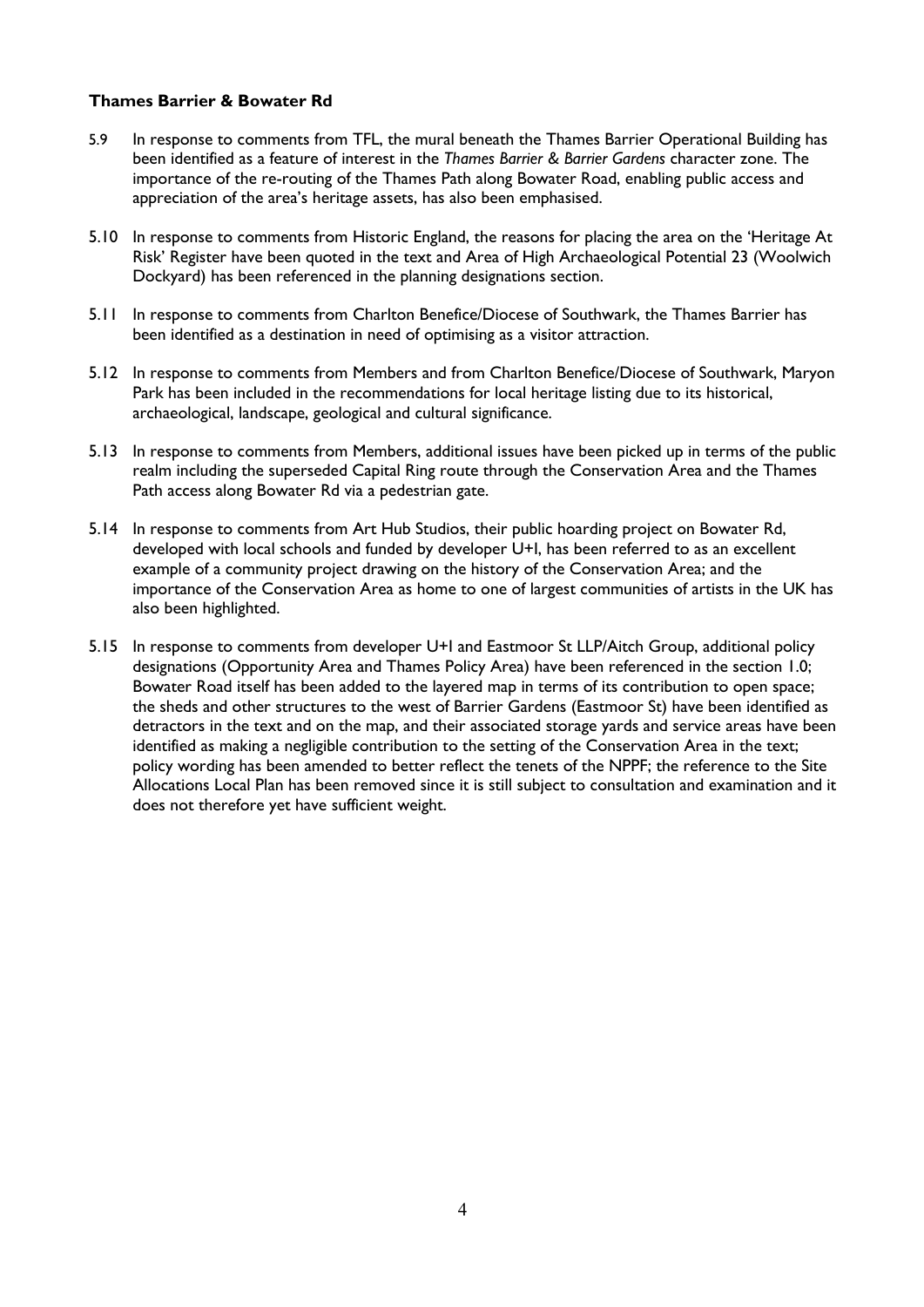**Thames Barrier & Bowater Rd**

5.9 In response to comments from TFL, the mural beneath the Thames Barrier Operational Building has been identified as a feature of interest in the *Thames Barrier & Barrier Gardens* character zone. The importance of the re-routing of the Thames Path along Bowater Road, enabling public access and appreciation of the area's heritage assets, has also been emphasised.

5.10 In response to comments from Historic England, the reasons for placing the area on the 'Heritage At Risk' Register have been quoted in the text and Area of High Archaeological Potential 23 (Woolwich Dockyard) has been referenced in the planning designations section.

5.11 In response to comments from Charlton Benefice/Diocese of Southwark, the Thames Barrier has been identified as a destination in need of optimising as a visitor attraction.

5.12 In response to comments from Members and from Charlton Benefice/Diocese of Southwark, Maryon Park has been included in the recommendations for local heritage listing due to its historical, archaeological, landscape, geological and cultural significance.

5.13 In response to comments from Members, additional issues have been picked up in terms of the public realm including the superseded Capital Ring route through the Conservation Area and the Thames Path access along Bowater Rd via a pedestrian gate.

5.14 In response to comments from Art Hub Studios, their public hoarding project on Bowater Rd, developed with local schools and funded by developer U+I, has been referred to as an excellent example of a community project drawing on the history of the Conservation Area; and the importance of the Conservation Area as home to one of largest communities of artists in the UK has also been highlighted.

5.15 In response to comments from developer U+I and Eastmoor St LLP/Aitch Group, additional policy designations (Opportunity Area and Thames Policy Area) have been referenced in the section 1.0; Bowater Road itself has been added to the layered map in terms of its contribution to open space; the sheds and other structures to the west of Barrier Gardens (Eastmoor St) have been identified as detractors in the text and on the map, and their associated storage yards and service areas have been identified as making a negligible contribution to the setting of the Conservation Area in the text; policy wording has been amended to better reflect the tenets of the NPPF; the reference to the Site Allocations Local Plan has been removed since it is still subject to consultation and examination and it does not therefore yet have sufficient weight.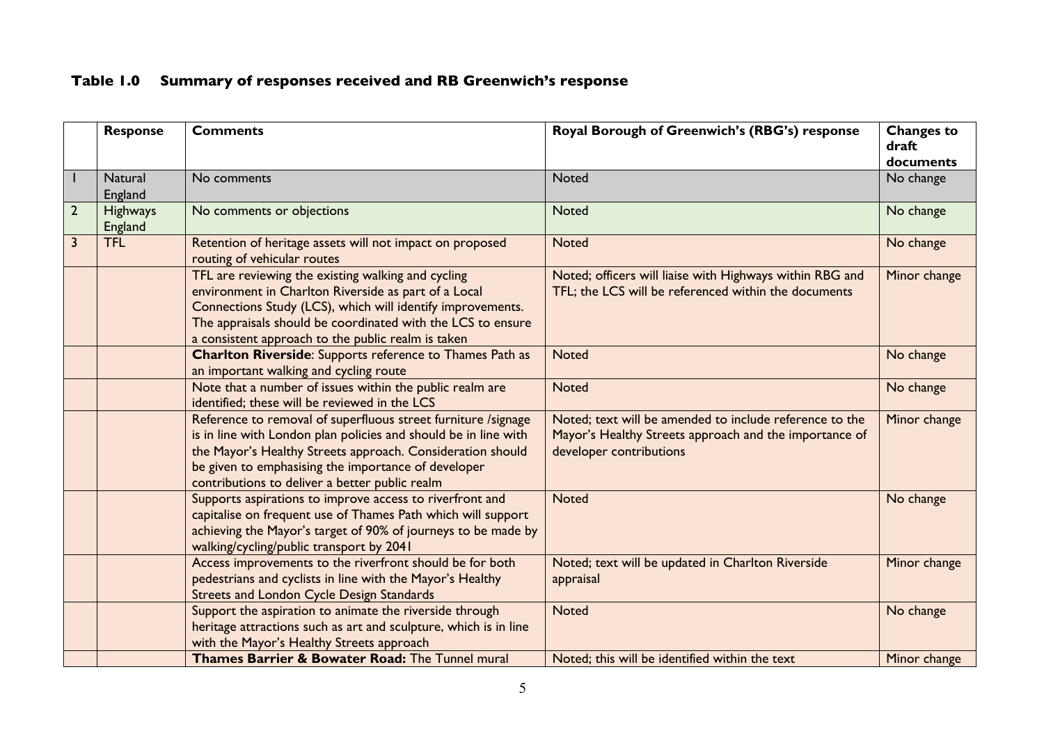### Table 1.0 Summary of responses received and RB Greenwich's response

| | Response | Comments | Royal Borough of Greenwich's (RBG's) response | Changes to draft documents |
|---|---|---|---|---|
| 1 | Natural England | No comments | Noted | No change |
| 2 | Highways England | No comments or objections | Noted | No change |
| 3 | TFL | Retention of heritage assets will not impact on proposed routing of vehicular routes | Noted | No change |
| | | TFL are reviewing the existing walking and cycling environment in Charlton Riverside as part of a Local Connections Study (LCS), which will identify improvements. The appraisals should be coordinated with the LCS to ensure a consistent approach to the public realm is taken | Noted; officers will liaise with Highways within RBG and TFL; the LCS will be referenced within the documents | Minor change |
| | | **Charlton Riverside**: Supports reference to Thames Path as an important walking and cycling route | Noted | No change |
| | | Note that a number of issues within the public realm are identified; these will be reviewed in the LCS | Noted | No change |
| | | Reference to removal of superfluous street furniture /signage is in line with London plan policies and should be in line with the Mayor's Healthy Streets approach. Consideration should be given to emphasising the importance of developer contributions to deliver a better public realm | Noted; text will be amended to include reference to the Mayor's Healthy Streets approach and the importance of developer contributions | Minor change |
| | | Supports aspirations to improve access to riverfront and capitalise on frequent use of Thames Path which will support achieving the Mayor's target of 90% of journeys to be made by walking/cycling/public transport by 2041 | Noted | No change |
| | | Access improvements to the riverfront should be for both pedestrians and cyclists in line with the Mayor's Healthy Streets and London Cycle Design Standards | Noted; text will be updated in Charlton Riverside appraisal | Minor change |
| | | Support the aspiration to animate the riverside through heritage attractions such as art and sculpture, which is in line with the Mayor's Healthy Streets approach | Noted | No change |
| | | **Thames Barrier & Bowater Road:** The Tunnel mural | Noted; this will be identified within the text | Minor change |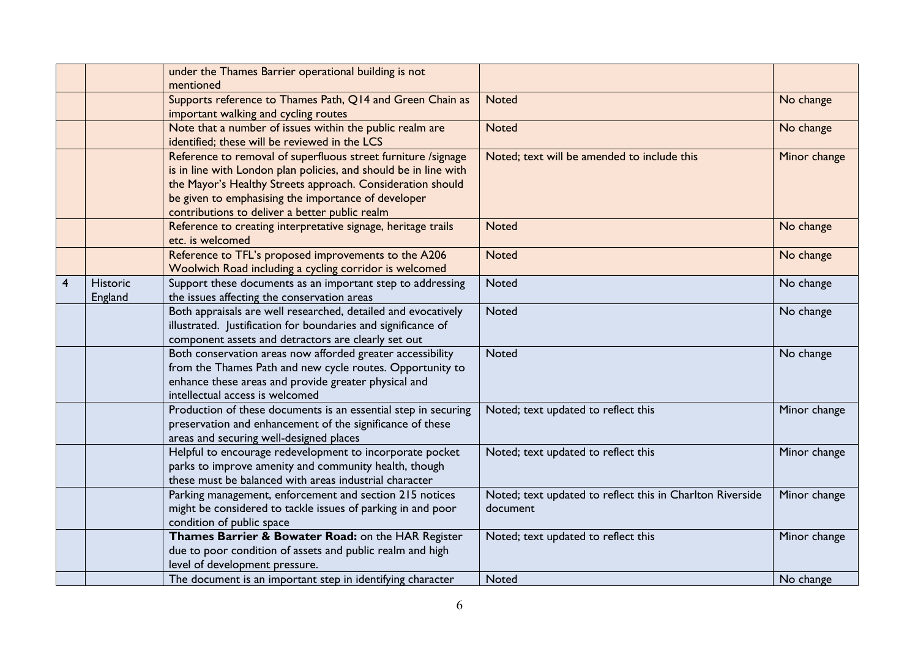| | | | | |
|---|---|---|---|---|
| | | under the Thames Barrier operational building is not mentioned | | |
| | | Supports reference to Thames Path, Q14 and Green Chain as important walking and cycling routes | Noted | No change |
| | | Note that a number of issues within the public realm are identified; these will be reviewed in the LCS | Noted | No change |
| | | Reference to removal of superfluous street furniture /signage is in line with London plan policies, and should be in line with the Mayor's Healthy Streets approach. Consideration should be given to emphasising the importance of developer contributions to deliver a better public realm | Noted; text will be amended to include this | Minor change |
| | | Reference to creating interpretative signage, heritage trails etc. is welcomed | Noted | No change |
| | | Reference to TFL's proposed improvements to the A206 Woolwich Road including a cycling corridor is welcomed | Noted | No change |
| 4 | Historic England | Support these documents as an important step to addressing the issues affecting the conservation areas | Noted | No change |
| | | Both appraisals are well researched, detailed and evocatively illustrated. Justification for boundaries and significance of component assets and detractors are clearly set out | Noted | No change |
| | | Both conservation areas now afforded greater accessibility from the Thames Path and new cycle routes. Opportunity to enhance these areas and provide greater physical and intellectual access is welcomed | Noted | No change |
| | | Production of these documents is an essential step in securing preservation and enhancement of the significance of these areas and securing well-designed places | Noted; text updated to reflect this | Minor change |
| | | Helpful to encourage redevelopment to incorporate pocket parks to improve amenity and community health, though these must be balanced with areas industrial character | Noted; text updated to reflect this | Minor change |
| | | Parking management, enforcement and section 215 notices might be considered to tackle issues of parking in and poor condition of public space | Noted; text updated to reflect this in Charlton Riverside document | Minor change |
| | | **Thames Barrier & Bowater Road:** on the HAR Register due to poor condition of assets and public realm and high level of development pressure. | Noted; text updated to reflect this | Minor change |
| | | The document is an important step in identifying character | Noted | No change |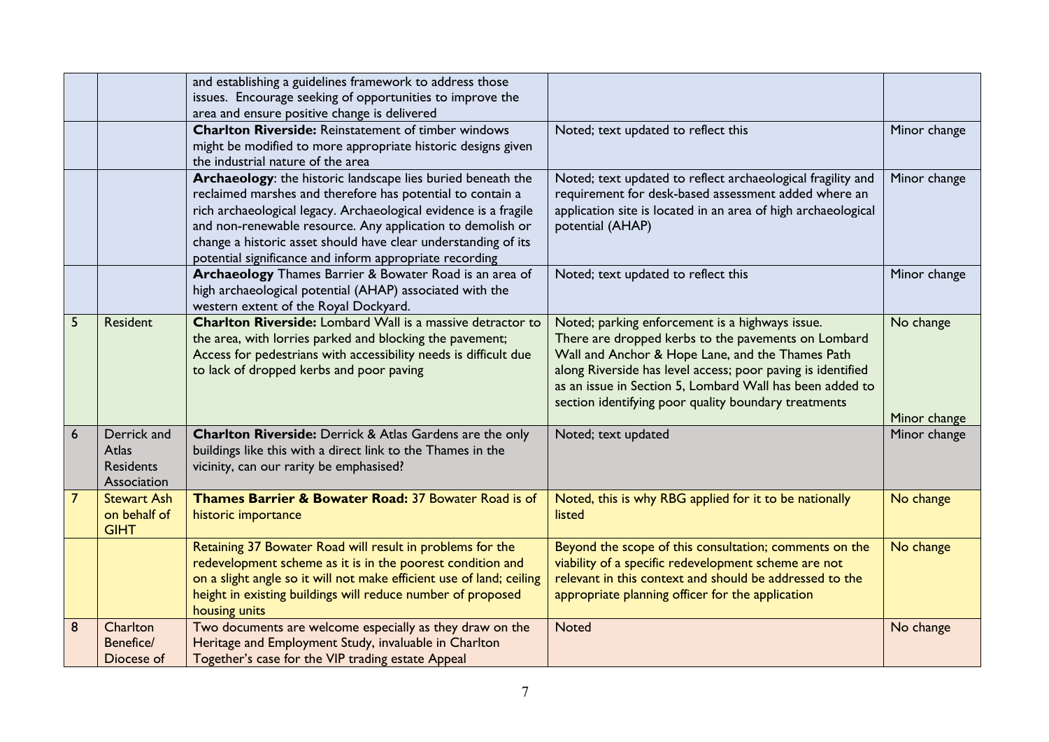| | | | | |
|---|---|---|---|---|
| | | and establishing a guidelines framework to address those issues. Encourage seeking of opportunities to improve the area and ensure positive change is delivered | | |
| | | **Charlton Riverside:** Reinstatement of timber windows might be modified to more appropriate historic designs given the industrial nature of the area | Noted; text updated to reflect this | Minor change |
| | | **Archaeology**: the historic landscape lies buried beneath the reclaimed marshes and therefore has potential to contain a rich archaeological legacy. Archaeological evidence is a fragile and non-renewable resource. Any application to demolish or change a historic asset should have clear understanding of its potential significance and inform appropriate recording | Noted; text updated to reflect archaeological fragility and requirement for desk-based assessment added where an application site is located in an area of high archaeological potential (AHAP) | Minor change |
| | | **Archaeology** Thames Barrier & Bowater Road is an area of high archaeological potential (AHAP) associated with the western extent of the Royal Dockyard. | Noted; text updated to reflect this | Minor change |
| 5 | Resident | **Charlton Riverside:** Lombard Wall is a massive detractor to the area, with lorries parked and blocking the pavement; Access for pedestrians with accessibility needs is difficult due to lack of dropped kerbs and poor paving | Noted; parking enforcement is a highways issue. There are dropped kerbs to the pavements on Lombard Wall and Anchor & Hope Lane, and the Thames Path along Riverside has level access; poor paving is identified as an issue in Section 5, Lombard Wall has been added to section identifying poor quality boundary treatments | No change<br><br>Minor change |
| 6 | Derrick and Atlas Residents Association | **Charlton Riverside:** Derrick & Atlas Gardens are the only buildings like this with a direct link to the Thames in the vicinity, can our rarity be emphasised? | Noted; text updated | Minor change |
| 7 | Stewart Ash on behalf of GIHT | **Thames Barrier & Bowater Road:** 37 Bowater Road is of historic importance | Noted, this is why RBG applied for it to be nationally listed | No change |
| | | Retaining 37 Bowater Road will result in problems for the redevelopment scheme as it is in the poorest condition and on a slight angle so it will not make efficient use of land; ceiling height in existing buildings will reduce number of proposed housing units | Beyond the scope of this consultation; comments on the viability of a specific redevelopment scheme are not relevant in this context and should be addressed to the appropriate planning officer for the application | No change |
| 8 | Charlton Benefice/ Diocese of | Two documents are welcome especially as they draw on the Heritage and Employment Study, invaluable in Charlton Together's case for the VIP trading estate Appeal | Noted | No change |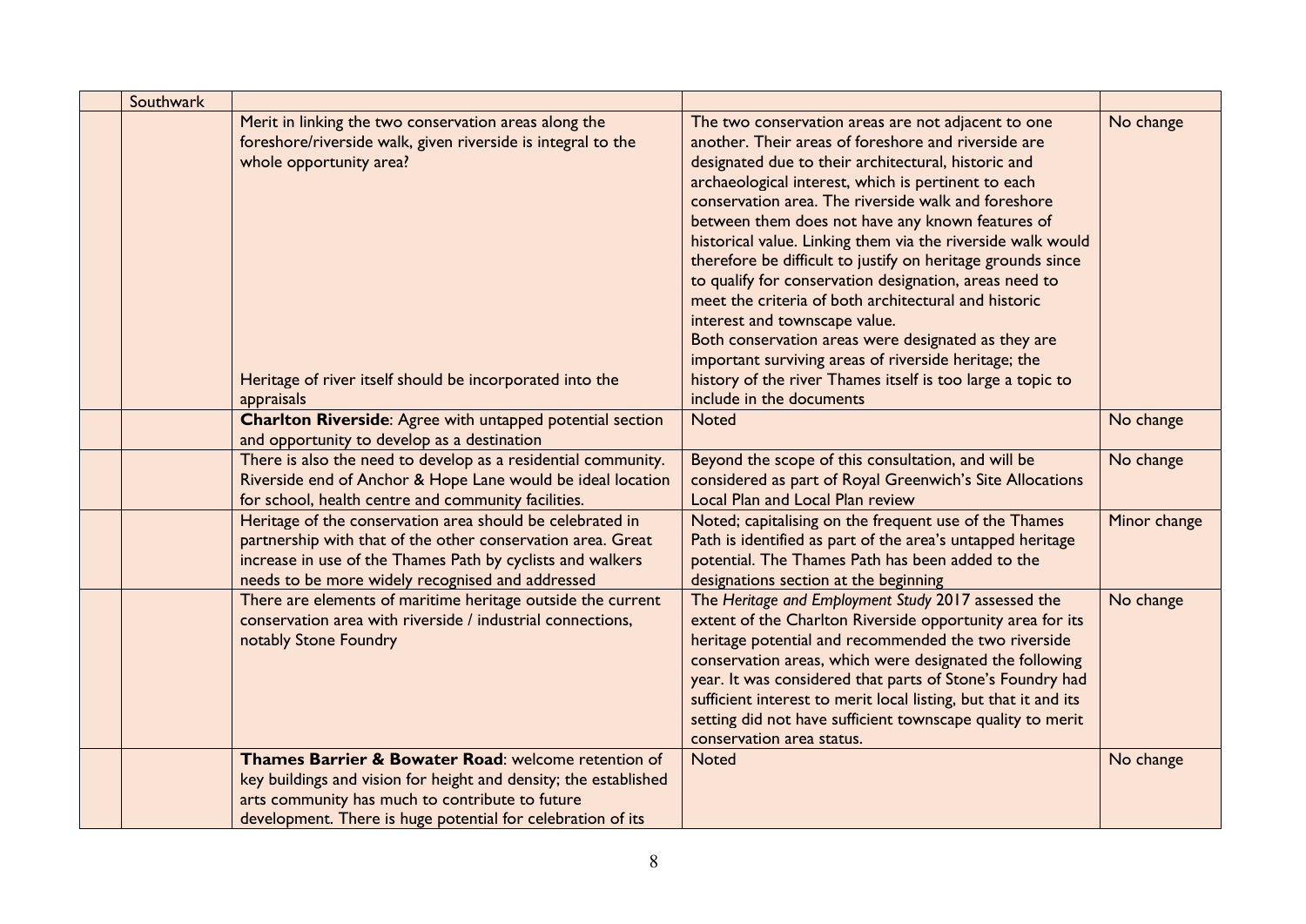| | | | | |
|---|---|---|---|---|
| | Southwark | | | |
| | | Merit in linking the two conservation areas along the foreshore/riverside walk, given riverside is integral to the whole opportunity area?<br><br>Heritage of river itself should be incorporated into the appraisals | The two conservation areas are not adjacent to one another. Their areas of foreshore and riverside are designated due to their architectural, historic and archaeological interest, which is pertinent to each conservation area. The riverside walk and foreshore between them does not have any known features of historical value. Linking them via the riverside walk would therefore be difficult to justify on heritage grounds since to qualify for conservation designation, areas need to meet the criteria of both architectural and historic interest and townscape value.<br>Both conservation areas were designated as they are important surviving areas of riverside heritage; the history of the river Thames itself is too large a topic to include in the documents | No change |
| | | **Charlton Riverside**: Agree with untapped potential section and opportunity to develop as a destination | Noted | No change |
| | | There is also the need to develop as a residential community. Riverside end of Anchor & Hope Lane would be ideal location for school, health centre and community facilities. | Beyond the scope of this consultation, and will be considered as part of Royal Greenwich's Site Allocations Local Plan and Local Plan review | No change |
| | | Heritage of the conservation area should be celebrated in partnership with that of the other conservation area. Great increase in use of the Thames Path by cyclists and walkers needs to be more widely recognised and addressed | Noted; capitalising on the frequent use of the Thames Path is identified as part of the area's untapped heritage potential. The Thames Path has been added to the designations section at the beginning | Minor change |
| | | There are elements of maritime heritage outside the current conservation area with riverside / industrial connections, notably Stone Foundry | The *Heritage and Employment Study* 2017 assessed the extent of the Charlton Riverside opportunity area for its heritage potential and recommended the two riverside conservation areas, which were designated the following year. It was considered that parts of Stone's Foundry had sufficient interest to merit local listing, but that it and its setting did not have sufficient townscape quality to merit conservation area status. | No change |
| | | **Thames Barrier & Bowater Road**: welcome retention of key buildings and vision for height and density; the established arts community has much to contribute to future development. There is huge potential for celebration of its | Noted | No change |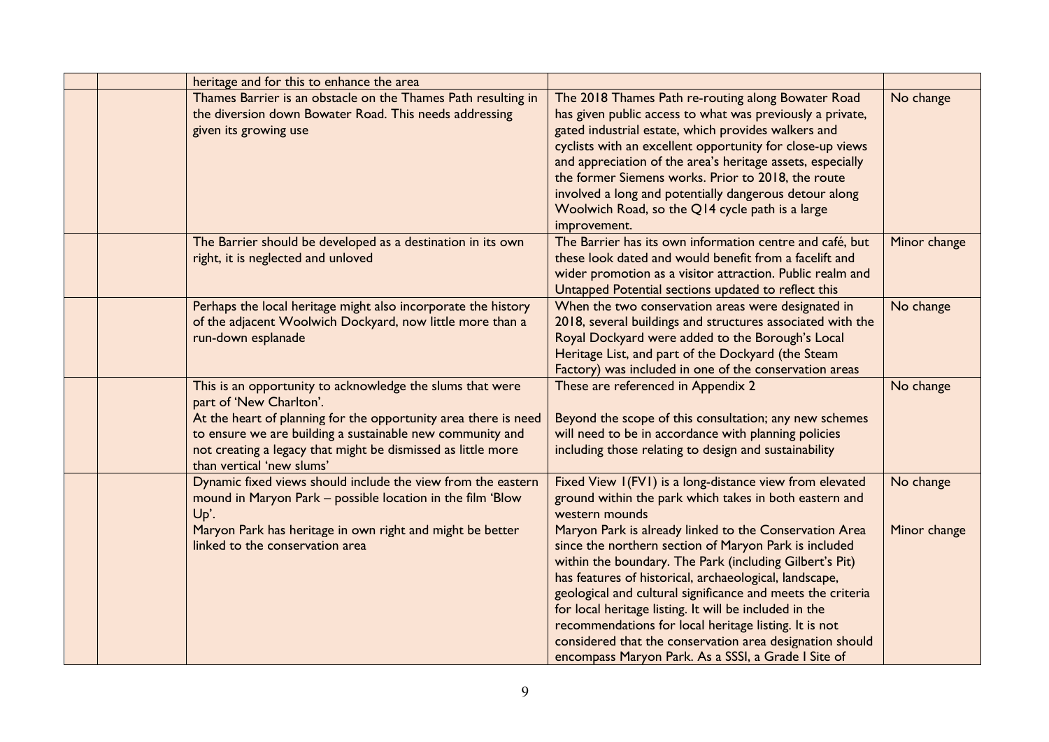| | | | | |
|---|---|---|---|---|
| | | heritage and for this to enhance the area | | |
| | | Thames Barrier is an obstacle on the Thames Path resulting in the diversion down Bowater Road. This needs addressing given its growing use | The 2018 Thames Path re-routing along Bowater Road has given public access to what was previously a private, gated industrial estate, which provides walkers and cyclists with an excellent opportunity for close-up views and appreciation of the area's heritage assets, especially the former Siemens works. Prior to 2018, the route involved a long and potentially dangerous detour along Woolwich Road, so the Q14 cycle path is a large improvement. | No change |
| | | The Barrier should be developed as a destination in its own right, it is neglected and unloved | The Barrier has its own information centre and café, but these look dated and would benefit from a facelift and wider promotion as a visitor attraction. Public realm and Untapped Potential sections updated to reflect this | Minor change |
| | | Perhaps the local heritage might also incorporate the history of the adjacent Woolwich Dockyard, now little more than a run-down esplanade | When the two conservation areas were designated in 2018, several buildings and structures associated with the Royal Dockyard were added to the Borough's Local Heritage List, and part of the Dockyard (the Steam Factory) was included in one of the conservation areas | No change |
| | | This is an opportunity to acknowledge the slums that were part of 'New Charlton'.<br>At the heart of planning for the opportunity area there is need to ensure we are building a sustainable new community and not creating a legacy that might be dismissed as little more than vertical 'new slums' | These are referenced in Appendix 2<br><br>Beyond the scope of this consultation; any new schemes will need to be in accordance with planning policies including those relating to design and sustainability | No change |
| | | Dynamic fixed views should include the view from the eastern mound in Maryon Park – possible location in the film 'Blow Up'.<br>Maryon Park has heritage in own right and might be better linked to the conservation area | Fixed View 1(FV1) is a long-distance view from elevated ground within the park which takes in both eastern and western mounds<br>Maryon Park is already linked to the Conservation Area since the northern section of Maryon Park is included within the boundary. The Park (including Gilbert's Pit) has features of historical, archaeological, landscape, geological and cultural significance and meets the criteria for local heritage listing. It will be included in the recommendations for local heritage listing. It is not considered that the conservation area designation should encompass Maryon Park. As a SSSI, a Grade I Site of | No change<br><br><br>Minor change |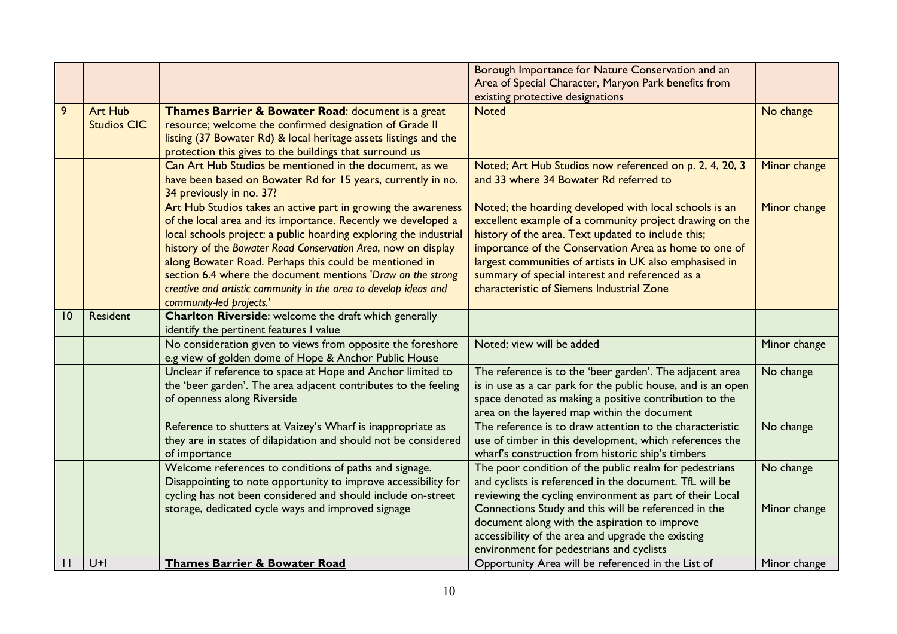| | | | Borough Importance for Nature Conservation and an Area of Special Character, Maryon Park benefits from existing protective designations | |
|---|---|---|---|---|
| 9 | Art Hub Studios CIC | **Thames Barrier & Bowater Road**: document is a great resource; welcome the confirmed designation of Grade II listing (37 Bowater Rd) & local heritage assets listings and the protection this gives to the buildings that surround us | Noted | No change |
| | | Can Art Hub Studios be mentioned in the document, as we have been based on Bowater Rd for 15 years, currently in no. 34 previously in no. 37? | Noted; Art Hub Studios now referenced on p. 2, 4, 20, 3 and 33 where 34 Bowater Rd referred to | Minor change |
| | | Art Hub Studios takes an active part in growing the awareness of the local area and its importance. Recently we developed a local schools project: a public hoarding exploring the industrial history of the *Bowater Road Conservation Area*, now on display along Bowater Road. Perhaps this could be mentioned in section 6.4 where the document mentions '*Draw on the strong creative and artistic community in the area to develop ideas and community-led projects.*' | Noted; the hoarding developed with local schools is an excellent example of a community project drawing on the history of the area. Text updated to include this; importance of the Conservation Area as home to one of largest communities of artists in UK also emphasised in summary of special interest and referenced as a characteristic of Siemens Industrial Zone | Minor change |
| 10 | Resident | **Charlton Riverside**: welcome the draft which generally identify the pertinent features I value | | |
| | | No consideration given to views from opposite the foreshore e.g view of golden dome of Hope & Anchor Public House | Noted; view will be added | Minor change |
| | | Unclear if reference to space at Hope and Anchor limited to the 'beer garden'. The area adjacent contributes to the feeling of openness along Riverside | The reference is to the 'beer garden'. The adjacent area is in use as a car park for the public house, and is an open space denoted as making a positive contribution to the area on the layered map within the document | No change |
| | | Reference to shutters at Vaizey's Wharf is inappropriate as they are in states of dilapidation and should not be considered of importance | The reference is to draw attention to the characteristic use of timber in this development, which references the wharf's construction from historic ship's timbers | No change |
| | | Welcome references to conditions of paths and signage. Disappointing to note opportunity to improve accessibility for cycling has not been considered and should include on-street storage, dedicated cycle ways and improved signage | The poor condition of the public realm for pedestrians and cyclists is referenced in the document. TfL will be reviewing the cycling environment as part of their Local Connections Study and this will be referenced in the document along with the aspiration to improve accessibility of the area and upgrade the existing environment for pedestrians and cyclists | No change<br><br>Minor change |
| 11 | U+I | **<u>Thames Barrier & Bowater Road</u>** | Opportunity Area will be referenced in the List of | Minor change |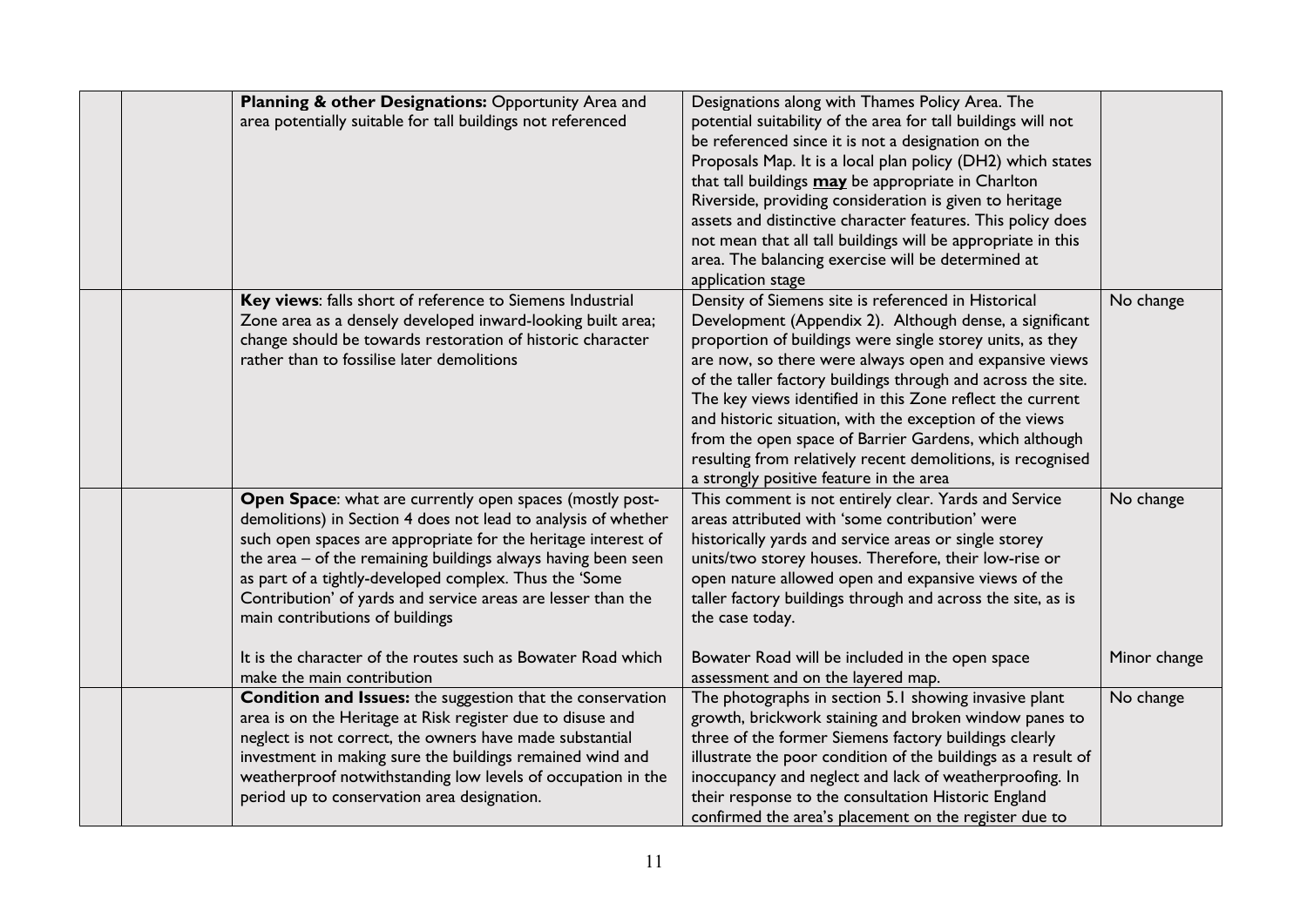| | | | | |
|---|---|---|---|---|
| | | **Planning & other Designations:** Opportunity Area and area potentially suitable for tall buildings not referenced | Designations along with Thames Policy Area. The potential suitability of the area for tall buildings will not be referenced since it is not a designation on the Proposals Map. It is a local plan policy (DH2) which states that tall buildings **may** be appropriate in Charlton Riverside, providing consideration is given to heritage assets and distinctive character features. This policy does not mean that all tall buildings will be appropriate in this area. The balancing exercise will be determined at application stage | |
| | | **Key views**: falls short of reference to Siemens Industrial Zone area as a densely developed inward-looking built area; change should be towards restoration of historic character rather than to fossilise later demolitions | Density of Siemens site is referenced in Historical Development (Appendix 2). Although dense, a significant proportion of buildings were single storey units, as they are now, so there were always open and expansive views of the taller factory buildings through and across the site. The key views identified in this Zone reflect the current and historic situation, with the exception of the views from the open space of Barrier Gardens, which although resulting from relatively recent demolitions, is recognised a strongly positive feature in the area | No change |
| | | **Open Space**: what are currently open spaces (mostly post-demolitions) in Section 4 does not lead to analysis of whether such open spaces are appropriate for the heritage interest of the area – of the remaining buildings always having been seen as part of a tightly-developed complex. Thus the 'Some Contribution' of yards and service areas are lesser than the main contributions of buildings | This comment is not entirely clear. Yards and Service areas attributed with 'some contribution' were historically yards and service areas or single storey units/two storey houses. Therefore, their low-rise or open nature allowed open and expansive views of the taller factory buildings through and across the site, as is the case today. | No change |
| | | It is the character of the routes such as Bowater Road which make the main contribution | Bowater Road will be included in the open space assessment and on the layered map. | Minor change |
| | | **Condition and Issues:** the suggestion that the conservation area is on the Heritage at Risk register due to disuse and neglect is not correct, the owners have made substantial investment in making sure the buildings remained wind and weatherproof notwithstanding low levels of occupation in the period up to conservation area designation. | The photographs in section 5.1 showing invasive plant growth, brickwork staining and broken window panes to three of the former Siemens factory buildings clearly illustrate the poor condition of the buildings as a result of inoccupancy and neglect and lack of weatherproofing. In their response to the consultation Historic England confirmed the area's placement on the register due to | No change |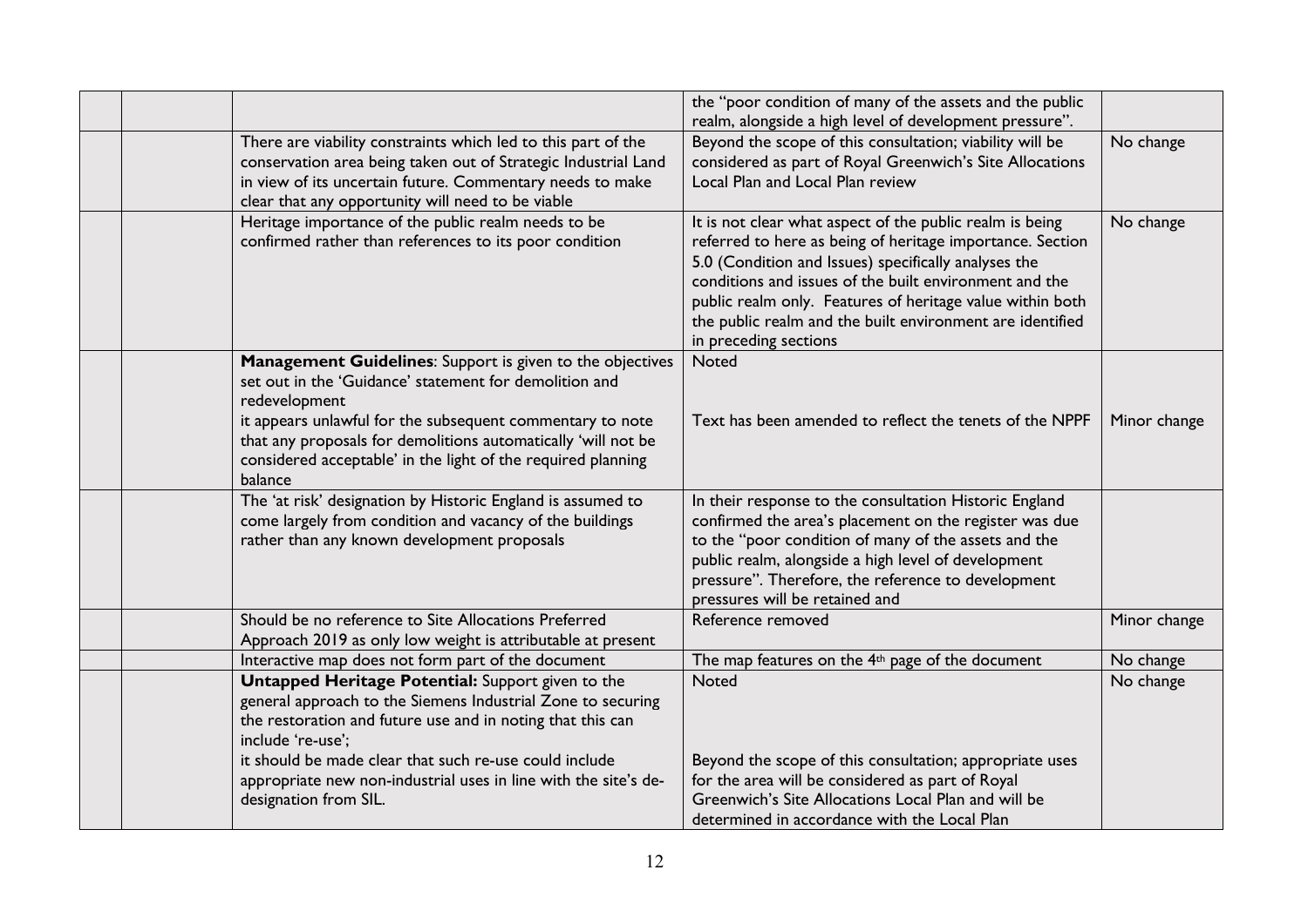| | | | | |
|---|---|---|---|---|
| | | | the "poor condition of many of the assets and the public realm, alongside a high level of development pressure". | |
| | | There are viability constraints which led to this part of the conservation area being taken out of Strategic Industrial Land in view of its uncertain future. Commentary needs to make clear that any opportunity will need to be viable | Beyond the scope of this consultation; viability will be considered as part of Royal Greenwich's Site Allocations Local Plan and Local Plan review | No change |
| | | Heritage importance of the public realm needs to be confirmed rather than references to its poor condition | It is not clear what aspect of the public realm is being referred to here as being of heritage importance. Section 5.0 (Condition and Issues) specifically analyses the conditions and issues of the built environment and the public realm only. Features of heritage value within both the public realm and the built environment are identified in preceding sections | No change |
| | | **Management Guidelines**: Support is given to the objectives set out in the 'Guidance' statement for demolition and redevelopment<br><br>it appears unlawful for the subsequent commentary to note that any proposals for demolitions automatically 'will not be considered acceptable' in the light of the required planning balance | Noted<br><br>Text has been amended to reflect the tenets of the NPPF | <br><br>Minor change |
| | | The 'at risk' designation by Historic England is assumed to come largely from condition and vacancy of the buildings rather than any known development proposals | In their response to the consultation Historic England confirmed the area's placement on the register was due to the "poor condition of many of the assets and the public realm, alongside a high level of development pressure". Therefore, the reference to development pressures will be retained and | |
| | | Should be no reference to Site Allocations Preferred Approach 2019 as only low weight is attributable at present | Reference removed | Minor change |
| | | Interactive map does not form part of the document | The map features on the 4th page of the document | No change |
| | | **Untapped Heritage Potential:** Support given to the general approach to the Siemens Industrial Zone to securing the restoration and future use and in noting that this can include 're-use';<br><br>it should be made clear that such re-use could include appropriate new non-industrial uses in line with the site's de-designation from SIL. | Noted<br><br>Beyond the scope of this consultation; appropriate uses for the area will be considered as part of Royal Greenwich's Site Allocations Local Plan and will be determined in accordance with the Local Plan | No change |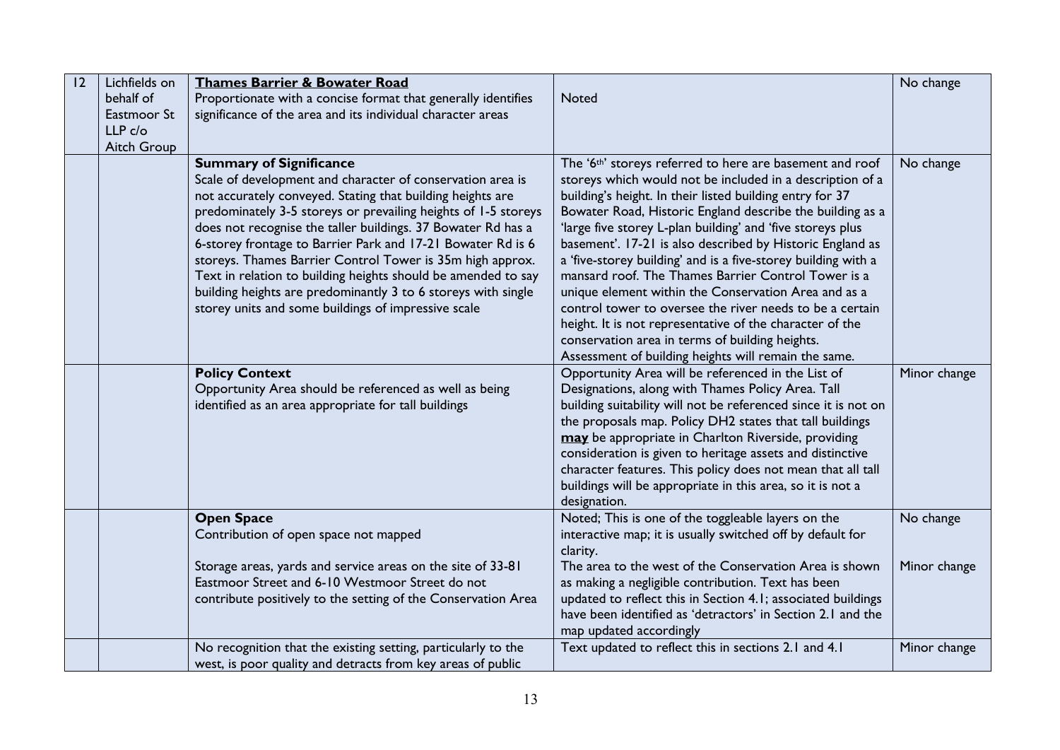| 12 | Lichfields on behalf of Eastmoor St LLP c/o Aitch Group | **Thames Barrier & Bowater Road**<br>Proportionate with a concise format that generally identifies significance of the area and its individual character areas | Noted | No change |
|---|---|---|---|---|
| | | **Summary of Significance**<br>Scale of development and character of conservation area is not accurately conveyed. Stating that building heights are predominately 3-5 storeys or prevailing heights of 1-5 storeys does not recognise the taller buildings. 37 Bowater Rd has a 6-storey frontage to Barrier Park and 17-21 Bowater Rd is 6 storeys. Thames Barrier Control Tower is 35m high approx. Text in relation to building heights should be amended to say building heights are predominantly 3 to 6 storeys with single storey units and some buildings of impressive scale | The '6th' storeys referred to here are basement and roof storeys which would not be included in a description of a building's height. In their listed building entry for 37 Bowater Road, Historic England describe the building as a 'large five storey L-plan building' and 'five storeys plus basement'. 17-21 is also described by Historic England as a 'five-storey building' and is a five-storey building with a mansard roof. The Thames Barrier Control Tower is a unique element within the Conservation Area and as a control tower to oversee the river needs to be a certain height. It is not representative of the character of the conservation area in terms of building heights.<br>Assessment of building heights will remain the same. | No change |
| | | **Policy Context**<br>Opportunity Area should be referenced as well as being identified as an area appropriate for tall buildings | Opportunity Area will be referenced in the List of Designations, along with Thames Policy Area. Tall building suitability will not be referenced since it is not on the proposals map. Policy DH2 states that tall buildings **may** be appropriate in Charlton Riverside, providing consideration is given to heritage assets and distinctive character features. This policy does not mean that all tall buildings will be appropriate in this area, so it is not a designation. | Minor change |
| | | **Open Space**<br>Contribution of open space not mapped | Noted; This is one of the toggleable layers on the interactive map; it is usually switched off by default for clarity. | No change |
| | | Storage areas, yards and service areas on the site of 33-81 Eastmoor Street and 6-10 Westmoor Street do not contribute positively to the setting of the Conservation Area | The area to the west of the Conservation Area is shown as making a negligible contribution. Text has been updated to reflect this in Section 4.1; associated buildings have been identified as 'detractors' in Section 2.1 and the map updated accordingly | Minor change |
| | | No recognition that the existing setting, particularly to the west, is poor quality and detracts from key areas of public | Text updated to reflect this in sections 2.1 and 4.1 | Minor change |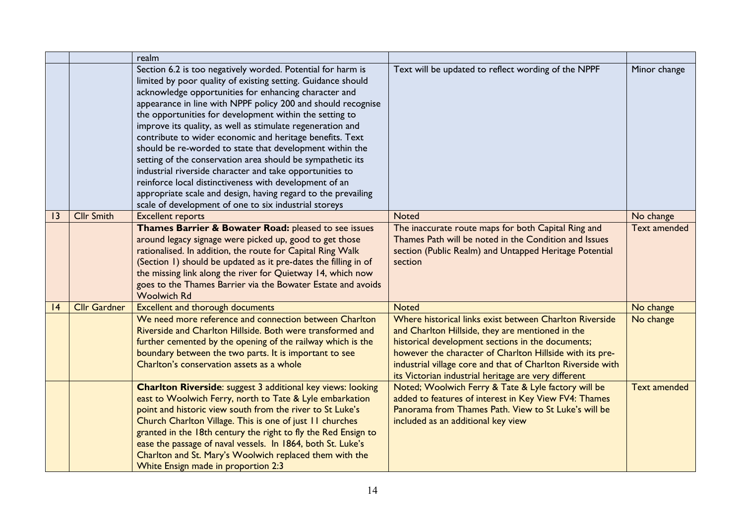| | | | | |
|---|---|---|---|---|
| | | realm | | |
| | | Section 6.2 is too negatively worded. Potential for harm is limited by poor quality of existing setting. Guidance should acknowledge opportunities for enhancing character and appearance in line with NPPF policy 200 and should recognise the opportunities for development within the setting to improve its quality, as well as stimulate regeneration and contribute to wider economic and heritage benefits. Text should be re-worded to state that development within the setting of the conservation area should be sympathetic its industrial riverside character and take opportunities to reinforce local distinctiveness with development of an appropriate scale and design, having regard to the prevailing scale of development of one to six industrial storeys | Text will be updated to reflect wording of the NPPF | Minor change |
| 13 | Cllr Smith | Excellent reports | Noted | No change |
| | | **Thames Barrier & Bowater Road:** pleased to see issues around legacy signage were picked up, good to get those rationalised. In addition, the route for Capital Ring Walk (Section 1) should be updated as it pre-dates the filling in of the missing link along the river for Quietway 14, which now goes to the Thames Barrier via the Bowater Estate and avoids Woolwich Rd | The inaccurate route maps for both Capital Ring and Thames Path will be noted in the Condition and Issues section (Public Realm) and Untapped Heritage Potential section | Text amended |
| 14 | Cllr Gardner | Excellent and thorough documents | Noted | No change |
| | | We need more reference and connection between Charlton Riverside and Charlton Hillside. Both were transformed and further cemented by the opening of the railway which is the boundary between the two parts. It is important to see Charlton's conservation assets as a whole | Where historical links exist between Charlton Riverside and Charlton Hillside, they are mentioned in the historical development sections in the documents; however the character of Charlton Hillside with its pre-industrial village core and that of Charlton Riverside with its Victorian industrial heritage are very different | No change |
| | | **Charlton Riverside**: suggest 3 additional key views: looking east to Woolwich Ferry, north to Tate & Lyle embarkation point and historic view south from the river to St Luke's Church Charlton Village. This is one of just 11 churches granted in the 18th century the right to fly the Red Ensign to ease the passage of naval vessels. In 1864, both St. Luke's Charlton and St. Mary's Woolwich replaced them with the White Ensign made in proportion 2:3 | Noted; Woolwich Ferry & Tate & Lyle factory will be added to features of interest in Key View FV4: Thames Panorama from Thames Path. View to St Luke's will be included as an additional key view | Text amended |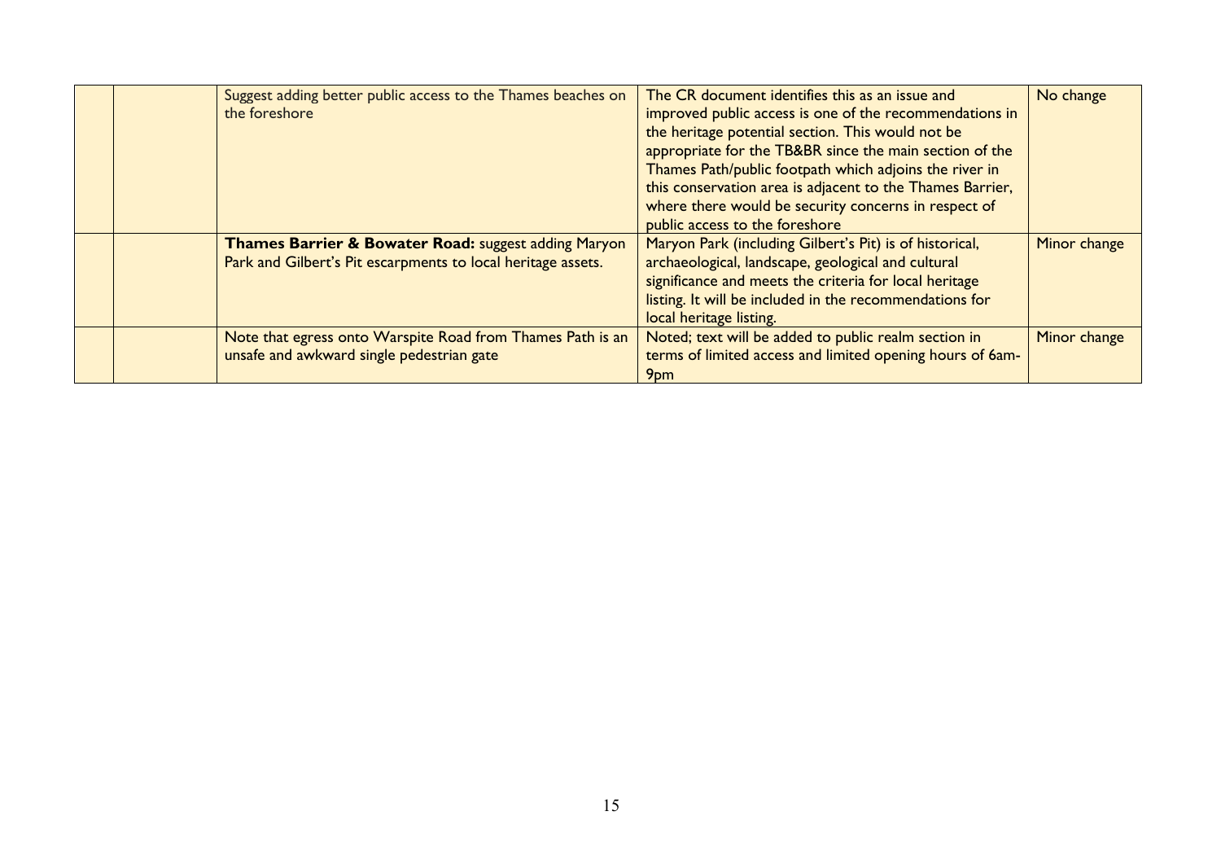| | | | | |
|---|---|---|---|---|
| | | Suggest adding better public access to the Thames beaches on the foreshore | The CR document identifies this as an issue and improved public access is one of the recommendations in the heritage potential section. This would not be appropriate for the TB&BR since the main section of the Thames Path/public footpath which adjoins the river in this conservation area is adjacent to the Thames Barrier, where there would be security concerns in respect of public access to the foreshore | No change |
| | | **Thames Barrier & Bowater Road:** suggest adding Maryon Park and Gilbert's Pit escarpments to local heritage assets. | Maryon Park (including Gilbert's Pit) is of historical, archaeological, landscape, geological and cultural significance and meets the criteria for local heritage listing. It will be included in the recommendations for local heritage listing. | Minor change |
| | | Note that egress onto Warspite Road from Thames Path is an unsafe and awkward single pedestrian gate | Noted; text will be added to public realm section in terms of limited access and limited opening hours of 6am-9pm | Minor change |